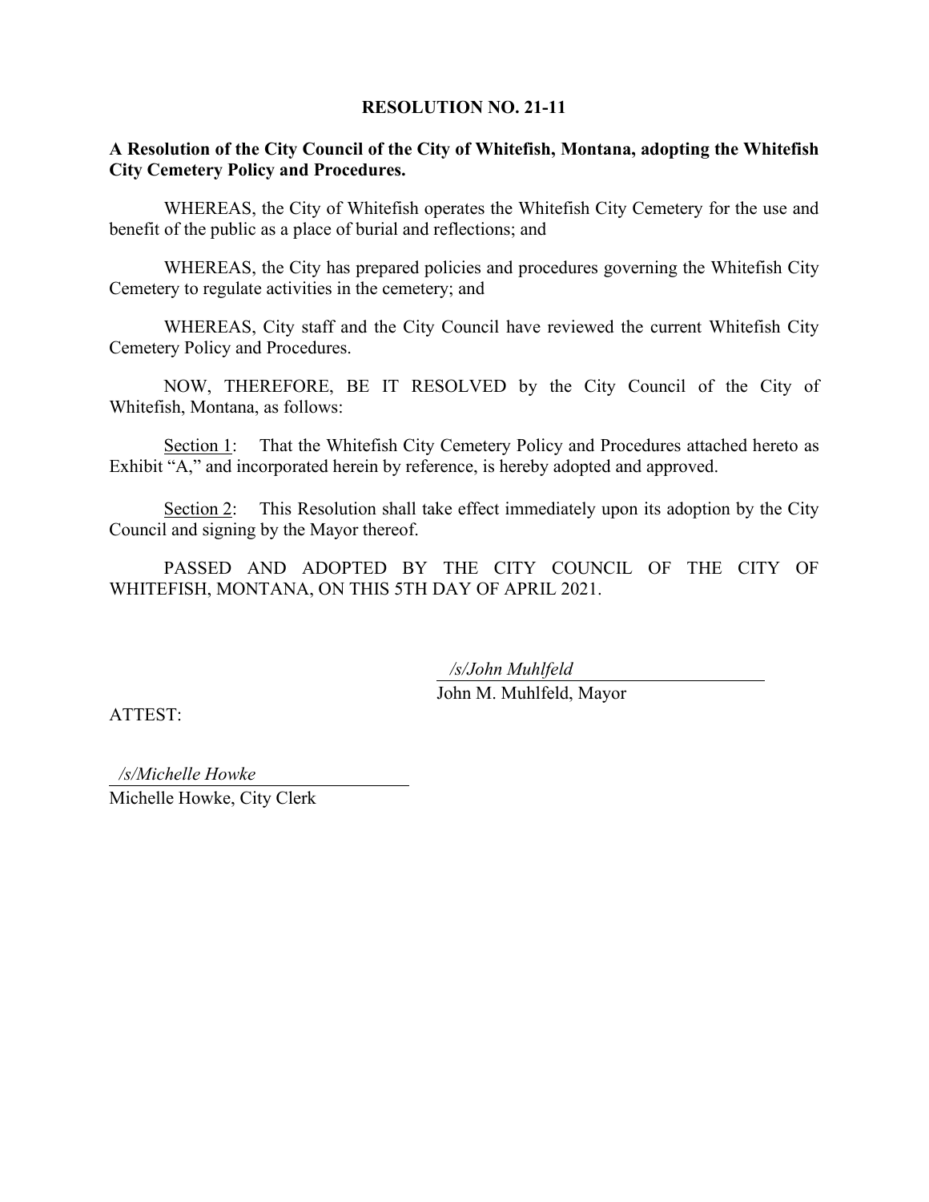**RESOLUTION NO. 21-11**

**A Resolution of the City Council of the City of Whitefish, Montana, adopting the Whitefish City Cemetery Policy and Procedures.**

WHEREAS, the City of Whitefish operates the Whitefish City Cemetery for the use and benefit of the public as a place of burial and reflections; and

WHEREAS, the City has prepared policies and procedures governing the Whitefish City Cemetery to regulate activities in the cemetery; and

WHEREAS, City staff and the City Council have reviewed the current Whitefish City Cemetery Policy and Procedures.

NOW, THEREFORE, BE IT RESOLVED by the City Council of the City of Whitefish, Montana, as follows:

Section 1: That the Whitefish City Cemetery Policy and Procedures attached hereto as Exhibit "A," and incorporated herein by reference, is hereby adopted and approved.

Section 2: This Resolution shall take effect immediately upon its adoption by the City Council and signing by the Mayor thereof.

PASSED AND ADOPTED BY THE CITY COUNCIL OF THE CITY OF WHITEFISH, MONTANA, ON THIS 5TH DAY OF APRIL 2021.

*/s/John Muhlfeld*
John M. Muhlfeld, Mayor

ATTEST:

*/s/Michelle Howke*
Michelle Howke, City Clerk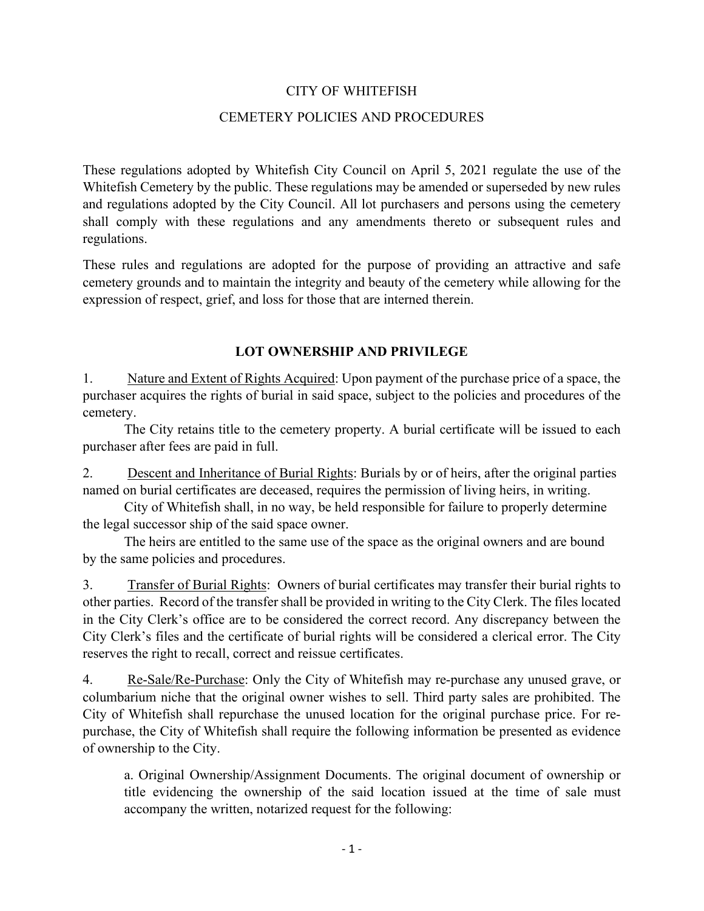CITY OF WHITEFISH

CEMETERY POLICIES AND PROCEDURES

These regulations adopted by Whitefish City Council on April 5, 2021 regulate the use of the Whitefish Cemetery by the public. These regulations may be amended or superseded by new rules and regulations adopted by the City Council. All lot purchasers and persons using the cemetery shall comply with these regulations and any amendments thereto or subsequent rules and regulations.

These rules and regulations are adopted for the purpose of providing an attractive and safe cemetery grounds and to maintain the integrity and beauty of the cemetery while allowing for the expression of respect, grief, and loss for those that are interned therein.

## LOT OWNERSHIP AND PRIVILEGE

1. Nature and Extent of Rights Acquired: Upon payment of the purchase price of a space, the purchaser acquires the rights of burial in said space, subject to the policies and procedures of the cemetery.

   The City retains title to the cemetery property. A burial certificate will be issued to each purchaser after fees are paid in full.

2. Descent and Inheritance of Burial Rights: Burials by or of heirs, after the original parties named on burial certificates are deceased, requires the permission of living heirs, in writing.

   City of Whitefish shall, in no way, be held responsible for failure to properly determine the legal successor ship of the said space owner.

   The heirs are entitled to the same use of the space as the original owners and are bound by the same policies and procedures.

3. Transfer of Burial Rights: Owners of burial certificates may transfer their burial rights to other parties. Record of the transfer shall be provided in writing to the City Clerk. The files located in the City Clerk's office are to be considered the correct record. Any discrepancy between the City Clerk's files and the certificate of burial rights will be considered a clerical error. The City reserves the right to recall, correct and reissue certificates.

4. Re-Sale/Re-Purchase: Only the City of Whitefish may re-purchase any unused grave, or columbarium niche that the original owner wishes to sell. Third party sales are prohibited. The City of Whitefish shall repurchase the unused location for the original purchase price. For re-purchase, the City of Whitefish shall require the following information be presented as evidence of ownership to the City.

   a. Original Ownership/Assignment Documents. The original document of ownership or title evidencing the ownership of the said location issued at the time of sale must accompany the written, notarized request for the following: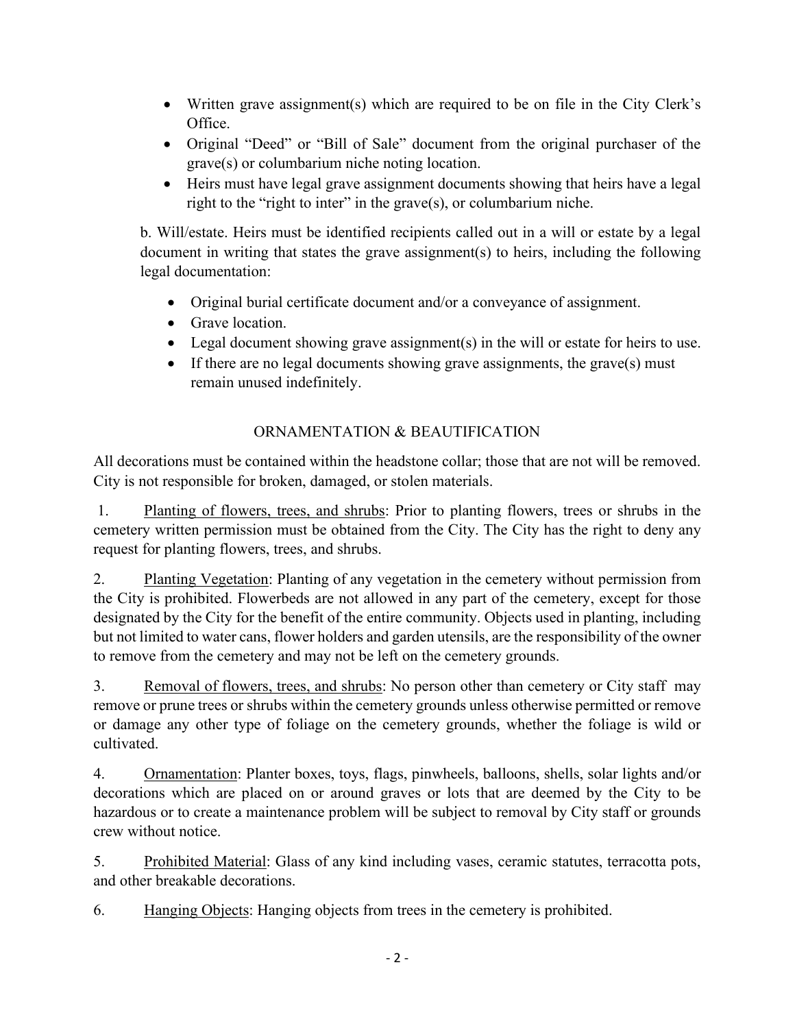- Written grave assignment(s) which are required to be on file in the City Clerk's Office.
- Original "Deed" or "Bill of Sale" document from the original purchaser of the grave(s) or columbarium niche noting location.
- Heirs must have legal grave assignment documents showing that heirs have a legal right to the "right to inter" in the grave(s), or columbarium niche.

b. Will/estate. Heirs must be identified recipients called out in a will or estate by a legal document in writing that states the grave assignment(s) to heirs, including the following legal documentation:

- Original burial certificate document and/or a conveyance of assignment.
- Grave location.
- Legal document showing grave assignment(s) in the will or estate for heirs to use.
- If there are no legal documents showing grave assignments, the grave(s) must remain unused indefinitely.

## ORNAMENTATION & BEAUTIFICATION

All decorations must be contained within the headstone collar; those that are not will be removed. City is not responsible for broken, damaged, or stolen materials.

1. Planting of flowers, trees, and shrubs: Prior to planting flowers, trees or shrubs in the cemetery written permission must be obtained from the City. The City has the right to deny any request for planting flowers, trees, and shrubs.

2. Planting Vegetation: Planting of any vegetation in the cemetery without permission from the City is prohibited. Flowerbeds are not allowed in any part of the cemetery, except for those designated by the City for the benefit of the entire community. Objects used in planting, including but not limited to water cans, flower holders and garden utensils, are the responsibility of the owner to remove from the cemetery and may not be left on the cemetery grounds.

3. Removal of flowers, trees, and shrubs: No person other than cemetery or City staff may remove or prune trees or shrubs within the cemetery grounds unless otherwise permitted or remove or damage any other type of foliage on the cemetery grounds, whether the foliage is wild or cultivated.

4. Ornamentation: Planter boxes, toys, flags, pinwheels, balloons, shells, solar lights and/or decorations which are placed on or around graves or lots that are deemed by the City to be hazardous or to create a maintenance problem will be subject to removal by City staff or grounds crew without notice.

5. Prohibited Material: Glass of any kind including vases, ceramic statutes, terracotta pots, and other breakable decorations.

6. Hanging Objects: Hanging objects from trees in the cemetery is prohibited.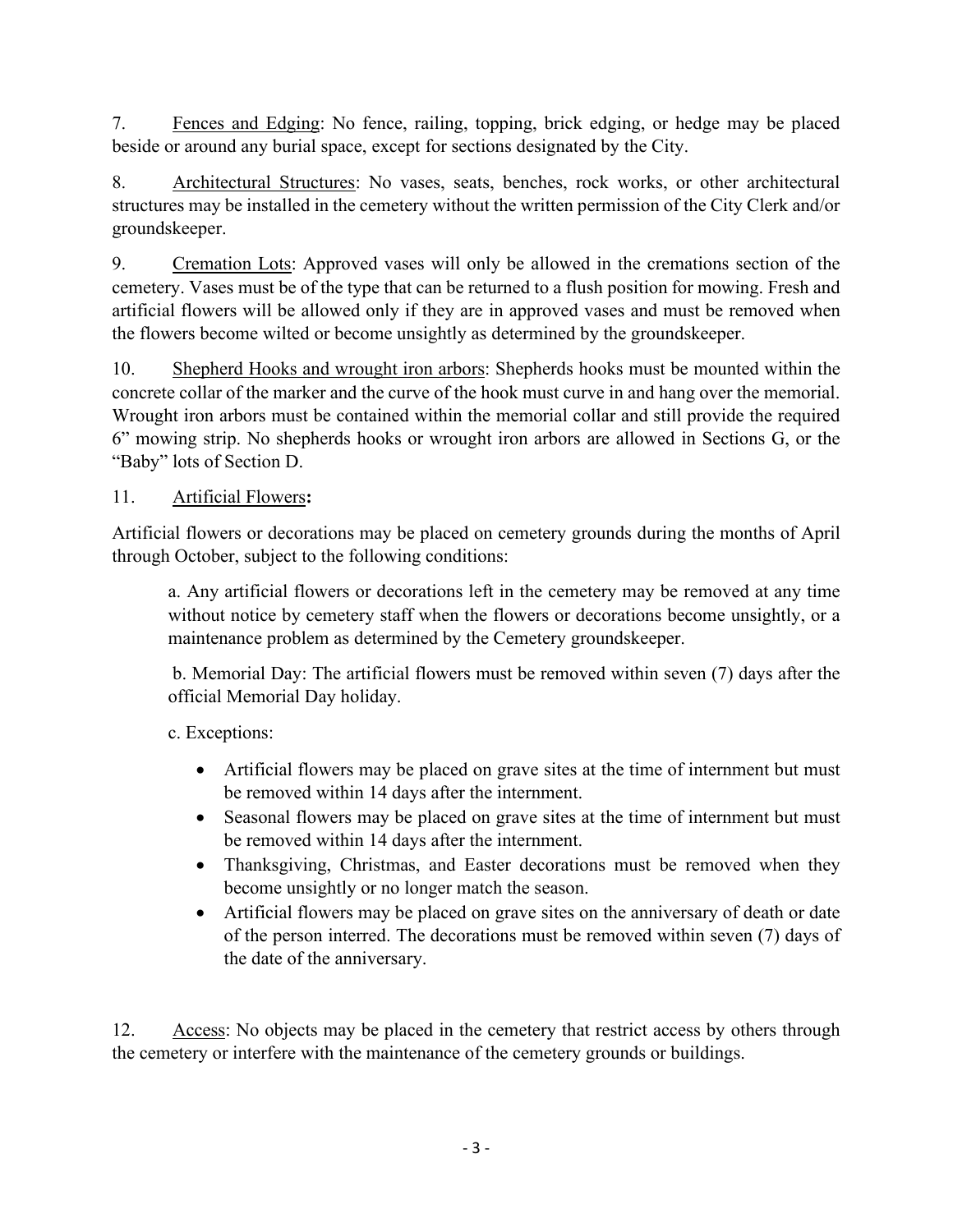7. Fences and Edging: No fence, railing, topping, brick edging, or hedge may be placed beside or around any burial space, except for sections designated by the City.

8. Architectural Structures: No vases, seats, benches, rock works, or other architectural structures may be installed in the cemetery without the written permission of the City Clerk and/or groundskeeper.

9. Cremation Lots: Approved vases will only be allowed in the cremations section of the cemetery. Vases must be of the type that can be returned to a flush position for mowing. Fresh and artificial flowers will be allowed only if they are in approved vases and must be removed when the flowers become wilted or become unsightly as determined by the groundskeeper.

10. Shepherd Hooks and wrought iron arbors: Shepherds hooks must be mounted within the concrete collar of the marker and the curve of the hook must curve in and hang over the memorial. Wrought iron arbors must be contained within the memorial collar and still provide the required 6" mowing strip. No shepherds hooks or wrought iron arbors are allowed in Sections G, or the "Baby" lots of Section D.

11. Artificial Flowers**:**

Artificial flowers or decorations may be placed on cemetery grounds during the months of April through October, subject to the following conditions:

a. Any artificial flowers or decorations left in the cemetery may be removed at any time without notice by cemetery staff when the flowers or decorations become unsightly, or a maintenance problem as determined by the Cemetery groundskeeper.

b. Memorial Day: The artificial flowers must be removed within seven (7) days after the official Memorial Day holiday.

c. Exceptions:

- Artificial flowers may be placed on grave sites at the time of internment but must be removed within 14 days after the internment.
- Seasonal flowers may be placed on grave sites at the time of internment but must be removed within 14 days after the internment.
- Thanksgiving, Christmas, and Easter decorations must be removed when they become unsightly or no longer match the season.
- Artificial flowers may be placed on grave sites on the anniversary of death or date of the person interred. The decorations must be removed within seven (7) days of the date of the anniversary.

12. Access: No objects may be placed in the cemetery that restrict access by others through the cemetery or interfere with the maintenance of the cemetery grounds or buildings.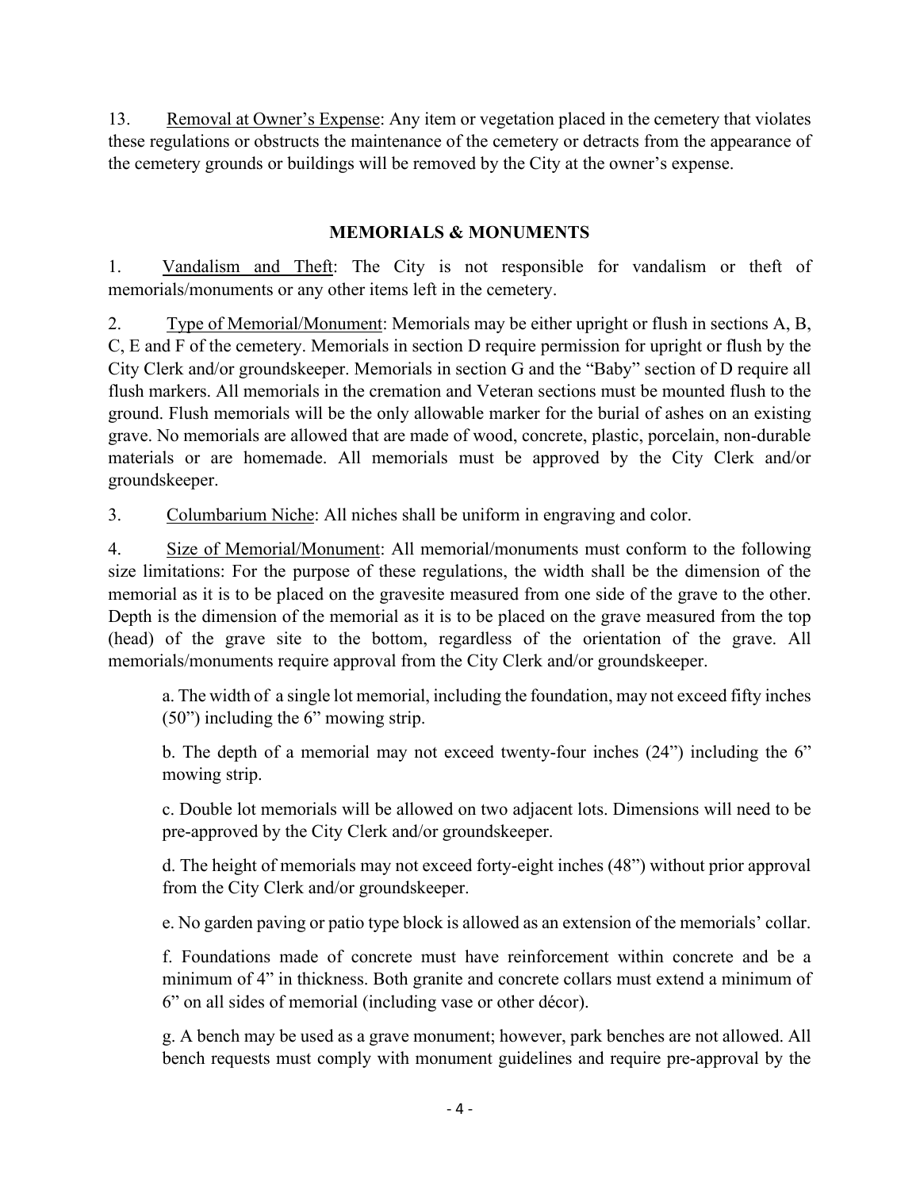13. Removal at Owner's Expense: Any item or vegetation placed in the cemetery that violates these regulations or obstructs the maintenance of the cemetery or detracts from the appearance of the cemetery grounds or buildings will be removed by the City at the owner's expense.

## MEMORIALS & MONUMENTS

1. Vandalism and Theft: The City is not responsible for vandalism or theft of memorials/monuments or any other items left in the cemetery.

2. Type of Memorial/Monument: Memorials may be either upright or flush in sections A, B, C, E and F of the cemetery. Memorials in section D require permission for upright or flush by the City Clerk and/or groundskeeper. Memorials in section G and the "Baby" section of D require all flush markers. All memorials in the cremation and Veteran sections must be mounted flush to the ground. Flush memorials will be the only allowable marker for the burial of ashes on an existing grave. No memorials are allowed that are made of wood, concrete, plastic, porcelain, non-durable materials or are homemade. All memorials must be approved by the City Clerk and/or groundskeeper.

3. Columbarium Niche: All niches shall be uniform in engraving and color.

4. Size of Memorial/Monument: All memorial/monuments must conform to the following size limitations: For the purpose of these regulations, the width shall be the dimension of the memorial as it is to be placed on the gravesite measured from one side of the grave to the other. Depth is the dimension of the memorial as it is to be placed on the grave measured from the top (head) of the grave site to the bottom, regardless of the orientation of the grave. All memorials/monuments require approval from the City Clerk and/or groundskeeper.

   a. The width of a single lot memorial, including the foundation, may not exceed fifty inches (50") including the 6" mowing strip.

   b. The depth of a memorial may not exceed twenty-four inches (24") including the 6" mowing strip.

   c. Double lot memorials will be allowed on two adjacent lots. Dimensions will need to be pre-approved by the City Clerk and/or groundskeeper.

   d. The height of memorials may not exceed forty-eight inches (48") without prior approval from the City Clerk and/or groundskeeper.

   e. No garden paving or patio type block is allowed as an extension of the memorials' collar.

   f. Foundations made of concrete must have reinforcement within concrete and be a minimum of 4" in thickness. Both granite and concrete collars must extend a minimum of 6" on all sides of memorial (including vase or other décor).

   g. A bench may be used as a grave monument; however, park benches are not allowed. All bench requests must comply with monument guidelines and require pre-approval by the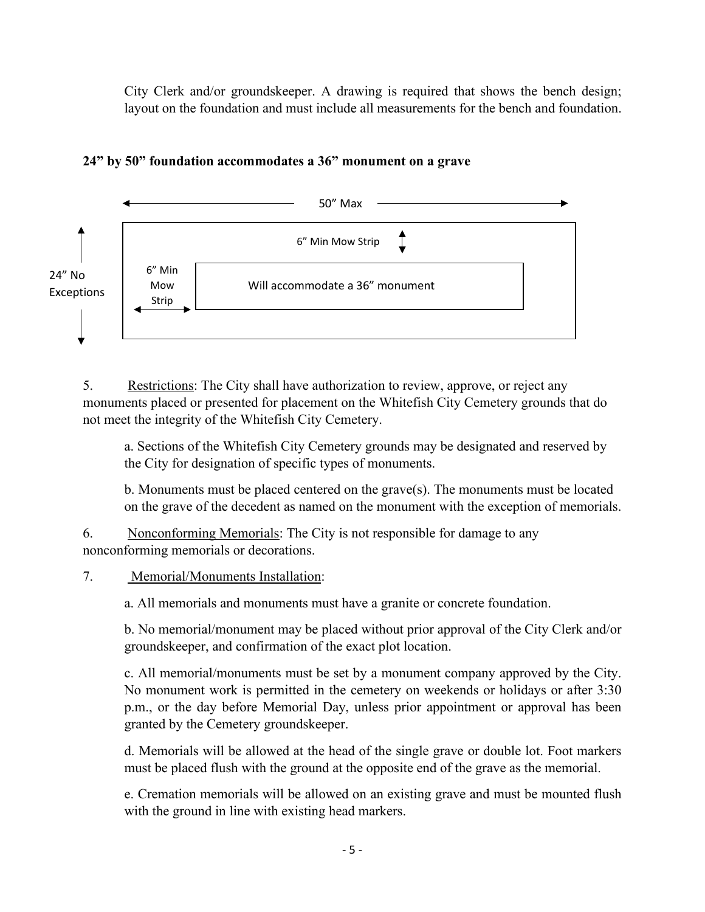City Clerk and/or groundskeeper. A drawing is required that shows the bench design; layout on the foundation and must include all measurements for the bench and foundation.

**24" by 50" foundation accommodates a 36" monument on a grave**

50" Max

24" No Exceptions

6" Min Mow Strip

6" Min Mow Strip

Will accommodate a 36" monument

5. Restrictions: The City shall have authorization to review, approve, or reject any monuments placed or presented for placement on the Whitefish City Cemetery grounds that do not meet the integrity of the Whitefish City Cemetery.

a. Sections of the Whitefish City Cemetery grounds may be designated and reserved by the City for designation of specific types of monuments.

b. Monuments must be placed centered on the grave(s). The monuments must be located on the grave of the decedent as named on the monument with the exception of memorials.

6. Nonconforming Memorials: The City is not responsible for damage to any nonconforming memorials or decorations.

7. Memorial/Monuments Installation:

a. All memorials and monuments must have a granite or concrete foundation.

b. No memorial/monument may be placed without prior approval of the City Clerk and/or groundskeeper, and confirmation of the exact plot location.

c. All memorial/monuments must be set by a monument company approved by the City. No monument work is permitted in the cemetery on weekends or holidays or after 3:30 p.m., or the day before Memorial Day, unless prior appointment or approval has been granted by the Cemetery groundskeeper.

d. Memorials will be allowed at the head of the single grave or double lot. Foot markers must be placed flush with the ground at the opposite end of the grave as the memorial.

e. Cremation memorials will be allowed on an existing grave and must be mounted flush with the ground in line with existing head markers.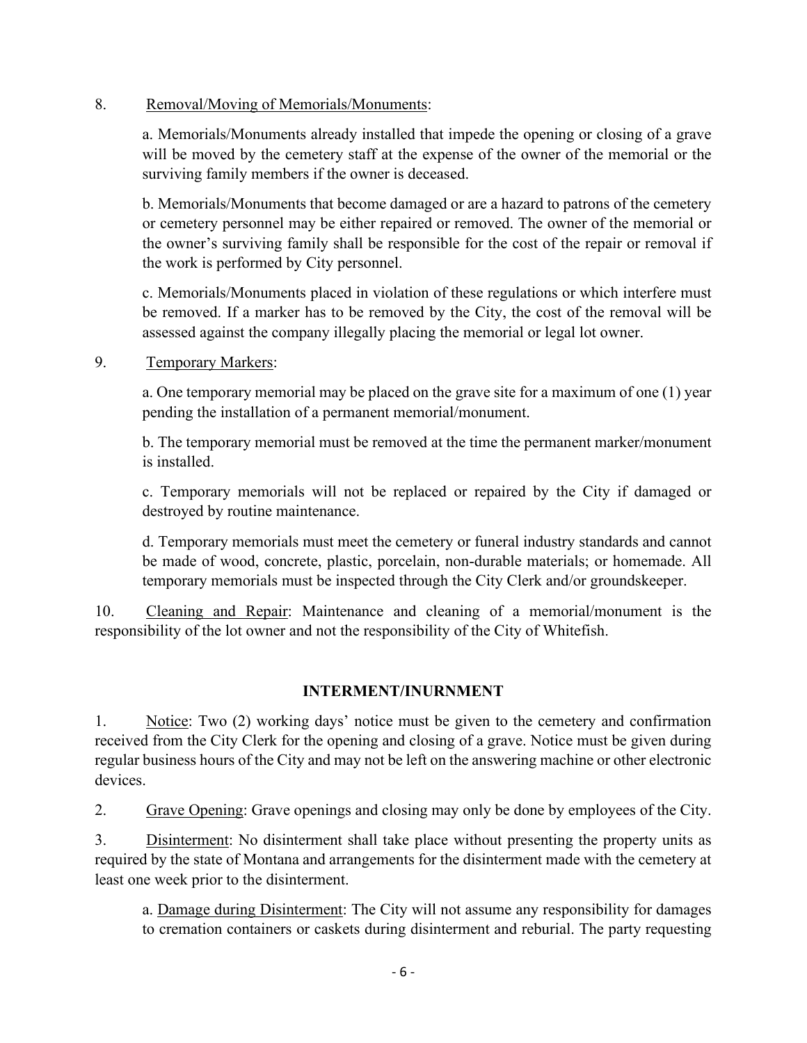8. Removal/Moving of Memorials/Monuments:

   a. Memorials/Monuments already installed that impede the opening or closing of a grave will be moved by the cemetery staff at the expense of the owner of the memorial or the surviving family members if the owner is deceased.

   b. Memorials/Monuments that become damaged or are a hazard to patrons of the cemetery or cemetery personnel may be either repaired or removed. The owner of the memorial or the owner's surviving family shall be responsible for the cost of the repair or removal if the work is performed by City personnel.

   c. Memorials/Monuments placed in violation of these regulations or which interfere must be removed. If a marker has to be removed by the City, the cost of the removal will be assessed against the company illegally placing the memorial or legal lot owner.

9. Temporary Markers:

   a. One temporary memorial may be placed on the grave site for a maximum of one (1) year pending the installation of a permanent memorial/monument.

   b. The temporary memorial must be removed at the time the permanent marker/monument is installed.

   c. Temporary memorials will not be replaced or repaired by the City if damaged or destroyed by routine maintenance.

   d. Temporary memorials must meet the cemetery or funeral industry standards and cannot be made of wood, concrete, plastic, porcelain, non-durable materials; or homemade. All temporary memorials must be inspected through the City Clerk and/or groundskeeper.

10. Cleaning and Repair: Maintenance and cleaning of a memorial/monument is the responsibility of the lot owner and not the responsibility of the City of Whitefish.

## INTERMENT/INURNMENT

1. Notice: Two (2) working days' notice must be given to the cemetery and confirmation received from the City Clerk for the opening and closing of a grave. Notice must be given during regular business hours of the City and may not be left on the answering machine or other electronic devices.

2. Grave Opening: Grave openings and closing may only be done by employees of the City.

3. Disinterment: No disinterment shall take place without presenting the property units as required by the state of Montana and arrangements for the disinterment made with the cemetery at least one week prior to the disinterment.

   a. Damage during Disinterment: The City will not assume any responsibility for damages to cremation containers or caskets during disinterment and reburial. The party requesting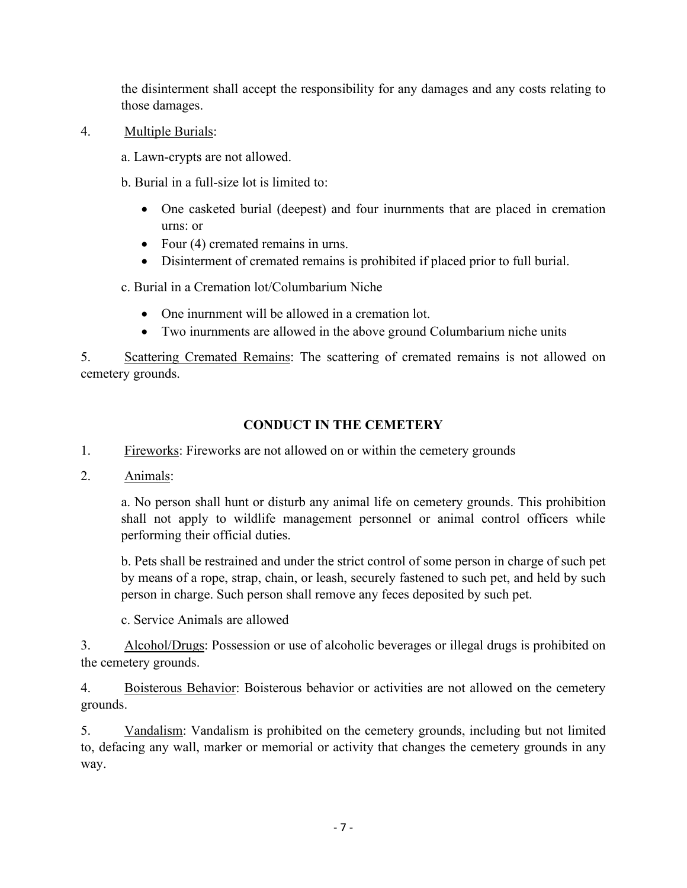the disinterment shall accept the responsibility for any damages and any costs relating to those damages.

4. Multiple Burials:

a. Lawn-crypts are not allowed.

b. Burial in a full-size lot is limited to:

- One casketed burial (deepest) and four inurnments that are placed in cremation urns: or
- Four (4) cremated remains in urns.
- Disinterment of cremated remains is prohibited if placed prior to full burial.

c. Burial in a Cremation lot/Columbarium Niche

- One inurnment will be allowed in a cremation lot.
- Two inurnments are allowed in the above ground Columbarium niche units

5. Scattering Cremated Remains: The scattering of cremated remains is not allowed on cemetery grounds.

## CONDUCT IN THE CEMETERY

1. Fireworks: Fireworks are not allowed on or within the cemetery grounds

2. Animals:

a. No person shall hunt or disturb any animal life on cemetery grounds. This prohibition shall not apply to wildlife management personnel or animal control officers while performing their official duties.

b. Pets shall be restrained and under the strict control of some person in charge of such pet by means of a rope, strap, chain, or leash, securely fastened to such pet, and held by such person in charge. Such person shall remove any feces deposited by such pet.

c. Service Animals are allowed

3. Alcohol/Drugs: Possession or use of alcoholic beverages or illegal drugs is prohibited on the cemetery grounds.

4. Boisterous Behavior: Boisterous behavior or activities are not allowed on the cemetery grounds.

5. Vandalism: Vandalism is prohibited on the cemetery grounds, including but not limited to, defacing any wall, marker or memorial or activity that changes the cemetery grounds in any way.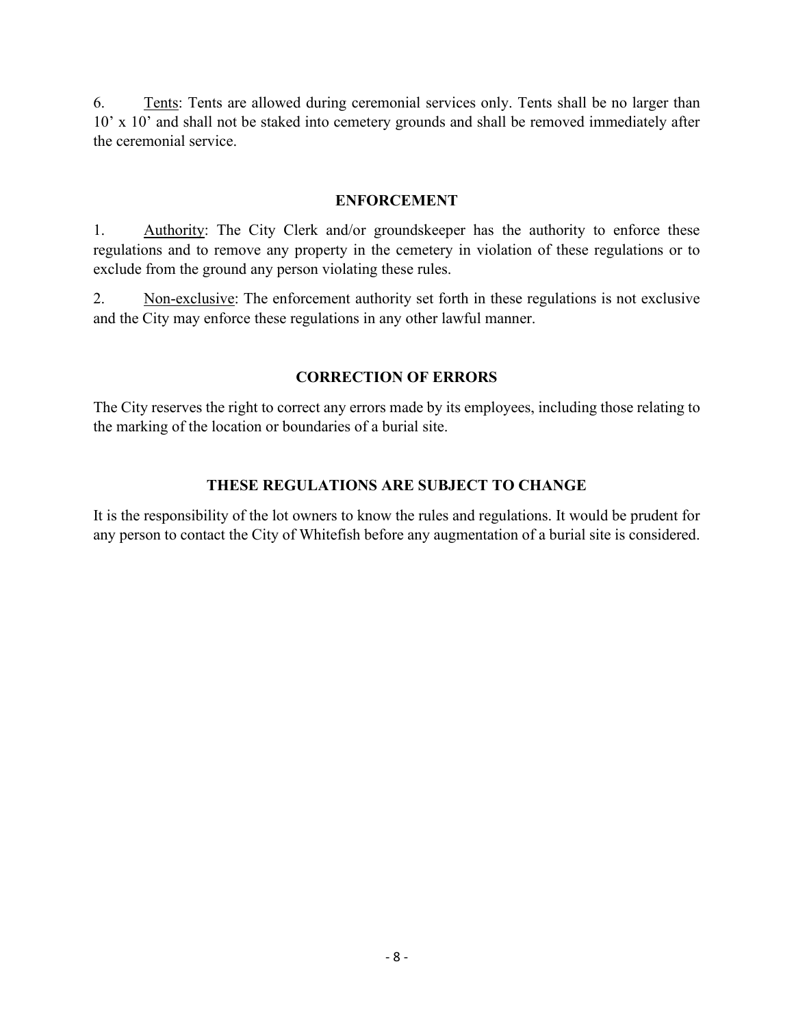6. <u>Tents</u>: Tents are allowed during ceremonial services only. Tents shall be no larger than 10' x 10' and shall not be staked into cemetery grounds and shall be removed immediately after the ceremonial service.

## ENFORCEMENT

1. <u>Authority</u>: The City Clerk and/or groundskeeper has the authority to enforce these regulations and to remove any property in the cemetery in violation of these regulations or to exclude from the ground any person violating these rules.

2. <u>Non-exclusive</u>: The enforcement authority set forth in these regulations is not exclusive and the City may enforce these regulations in any other lawful manner.

## CORRECTION OF ERRORS

The City reserves the right to correct any errors made by its employees, including those relating to the marking of the location or boundaries of a burial site.

## THESE REGULATIONS ARE SUBJECT TO CHANGE

It is the responsibility of the lot owners to know the rules and regulations. It would be prudent for any person to contact the City of Whitefish before any augmentation of a burial site is considered.